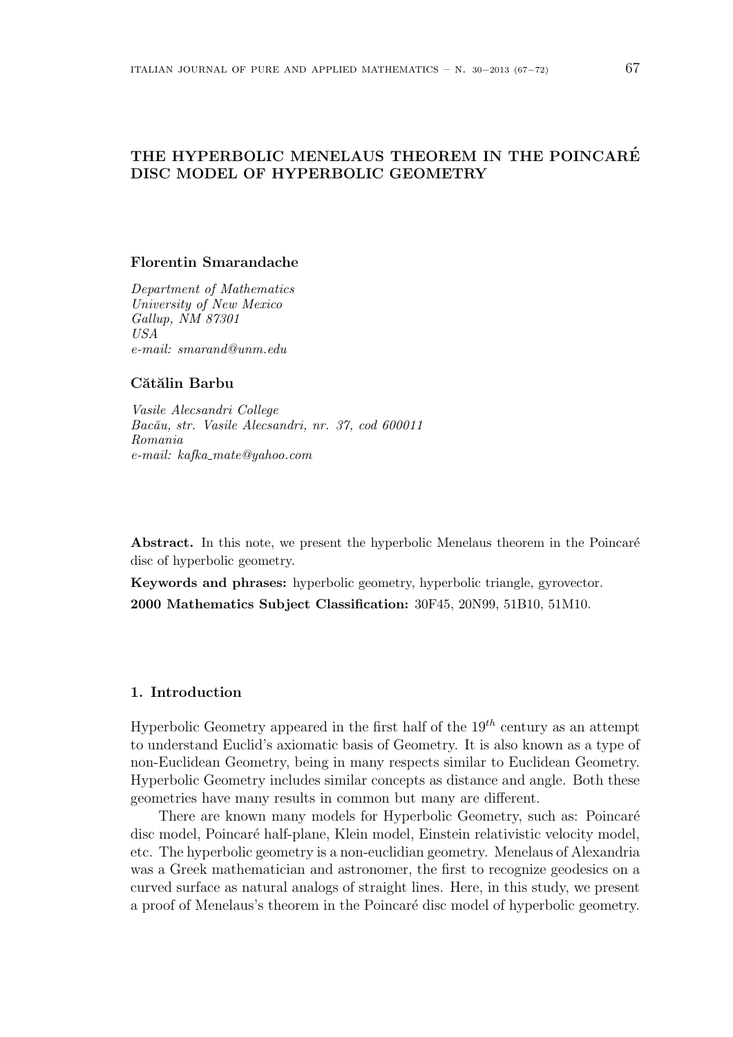# THE HYPERBOLIC MENELAUS THEOREM IN THE POINCARÉ DISC MODEL OF HYPERBOLIC GEOMETRY

**Florentin Smarandache**

*Department of Mathematics*
*University of New Mexico*
*Gallup, NM 87301*
*USA*
*e-mail: smarand@unm.edu*

**Cătălin Barbu**

*Vasile Alecsandri College*
*Bacău, str. Vasile Alecsandri, nr. 37, cod 600011*
*Romania*
*e-mail: kafka_mate@yahoo.com*

**Abstract.** In this note, we present the hyperbolic Menelaus theorem in the Poincaré disc of hyperbolic geometry.

**Keywords and phrases:** hyperbolic geometry, hyperbolic triangle, gyrovector.

**2000 Mathematics Subject Classification:** 30F45, 20N99, 51B10, 51M10.

## 1. Introduction

Hyperbolic Geometry appeared in the first half of the $19^{th}$ century as an attempt to understand Euclid's axiomatic basis of Geometry. It is also known as a type of non-Euclidean Geometry, being in many respects similar to Euclidean Geometry. Hyperbolic Geometry includes similar concepts as distance and angle. Both these geometries have many results in common but many are different.

There are known many models for Hyperbolic Geometry, such as: Poincaré disc model, Poincaré half-plane, Klein model, Einstein relativistic velocity model, etc. The hyperbolic geometry is a non-euclidian geometry. Menelaus of Alexandria was a Greek mathematician and astronomer, the first to recognize geodesics on a curved surface as natural analogs of straight lines. Here, in this study, we present a proof of Menelaus's theorem in the Poincaré disc model of hyperbolic geometry.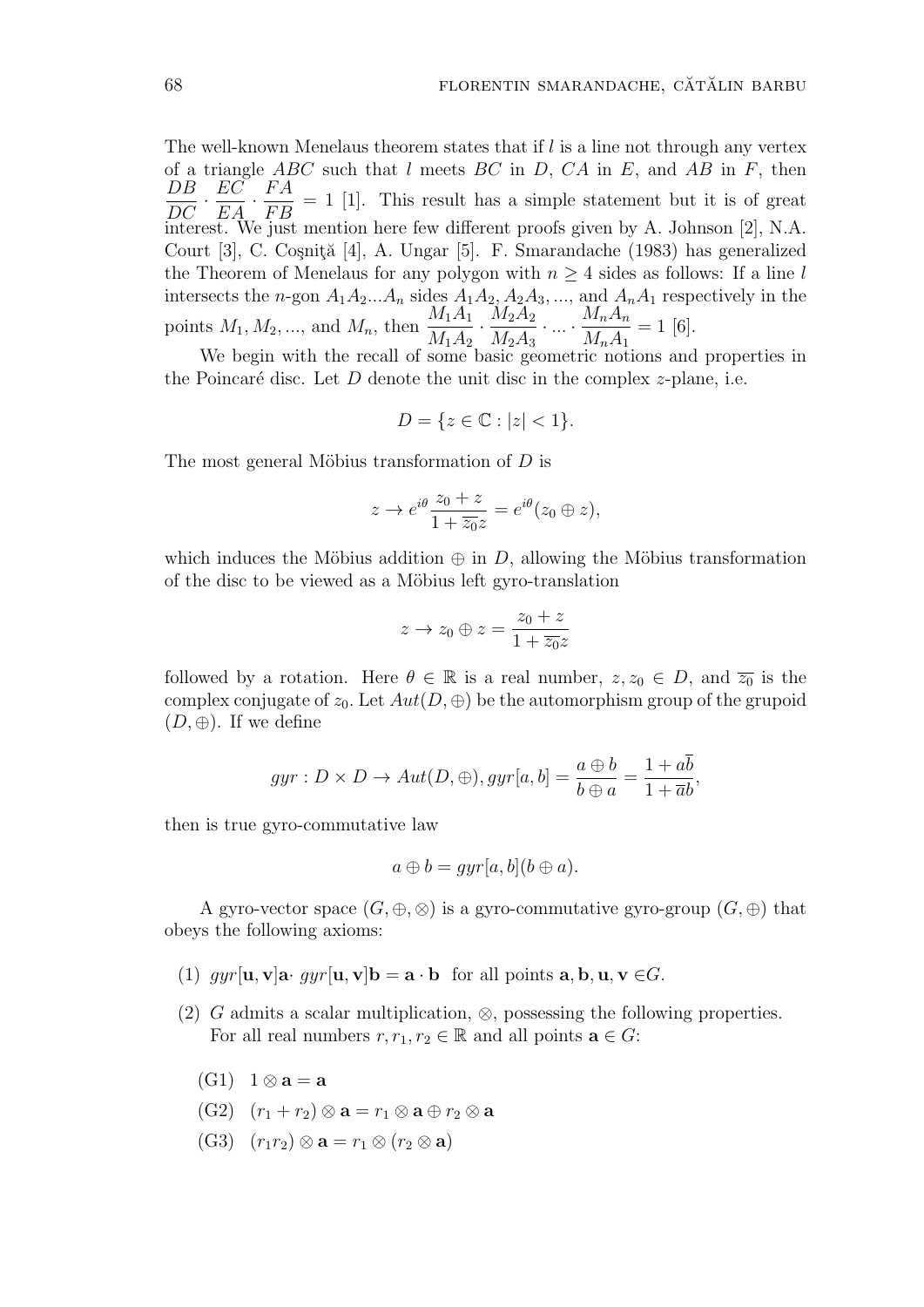The well-known Menelaus theorem states that if $l$ is a line not through any vertex of a triangle $ABC$ such that $l$ meets $BC$ in $D$, $CA$ in $E$, and $AB$ in $F$, then $\frac{DB}{DC} \cdot \frac{EC}{EA} \cdot \frac{FA}{FB} = 1$ [1]. This result has a simple statement but it is of great interest. We just mention here few different proofs given by A. Johnson [2], N.A. Court [3], C. Coşniţă [4], A. Ungar [5]. F. Smarandache (1983) has generalized the Theorem of Menelaus for any polygon with $n \geq 4$ sides as follows: If a line $l$ intersects the $n$-gon $A_1A_2...A_n$ sides $A_1A_2, A_2A_3, ...,$ and $A_nA_1$ respectively in the points $M_1, M_2, ...,$ and $M_n$, then $\frac{M_1A_1}{M_1A_2} \cdot \frac{M_2A_2}{M_2A_3} \cdot ... \cdot \frac{M_nA_n}{M_nA_1} = 1$ [6].

We begin with the recall of some basic geometric notions and properties in the Poincaré disc. Let $D$ denote the unit disc in the complex $z$-plane, i.e.

$$D = \{z \in \mathbb{C} : |z| < 1\}.$$

The most general Möbius transformation of $D$ is

$$z \to e^{i\theta} \frac{z_0 + z}{1 + \overline{z_0} z} = e^{i\theta}(z_0 \oplus z),$$

which induces the Möbius addition $\oplus$ in $D$, allowing the Möbius transformation of the disc to be viewed as a Möbius left gyro-translation

$$z \to z_0 \oplus z = \frac{z_0 + z}{1 + \overline{z_0} z}$$

followed by a rotation. Here $\theta \in \mathbb{R}$ is a real number, $z, z_0 \in D$, and $\overline{z_0}$ is the complex conjugate of $z_0$. Let $Aut(D, \oplus)$ be the automorphism group of the grupoid $(D, \oplus)$. If we define

$$gyr : D \times D \to Aut(D, \oplus), gyr[a, b] = \frac{a \oplus b}{b \oplus a} = \frac{1 + a\overline{b}}{1 + \overline{a}b},$$

then is true gyro-commutative law

$$a \oplus b = gyr[a, b](b \oplus a).$$

A gyro-vector space $(G, \oplus, \otimes)$ is a gyro-commutative gyro-group $(G, \oplus)$ that obeys the following axioms:

(1) $gyr[\mathbf{u}, \mathbf{v}]\mathbf{a} \cdot gyr[\mathbf{u}, \mathbf{v}]\mathbf{b} = \mathbf{a} \cdot \mathbf{b}$ for all points $\mathbf{a}, \mathbf{b}, \mathbf{u}, \mathbf{v} \in G$.

(2) $G$ admits a scalar multiplication, $\otimes$, possessing the following properties. For all real numbers $r, r_1, r_2 \in \mathbb{R}$ and all points $\mathbf{a} \in G$:

- (G1) $1 \otimes \mathbf{a} = \mathbf{a}$
- (G2) $(r_1 + r_2) \otimes \mathbf{a} = r_1 \otimes \mathbf{a} \oplus r_2 \otimes \mathbf{a}$
- (G3) $(r_1 r_2) \otimes \mathbf{a} = r_1 \otimes (r_2 \otimes \mathbf{a})$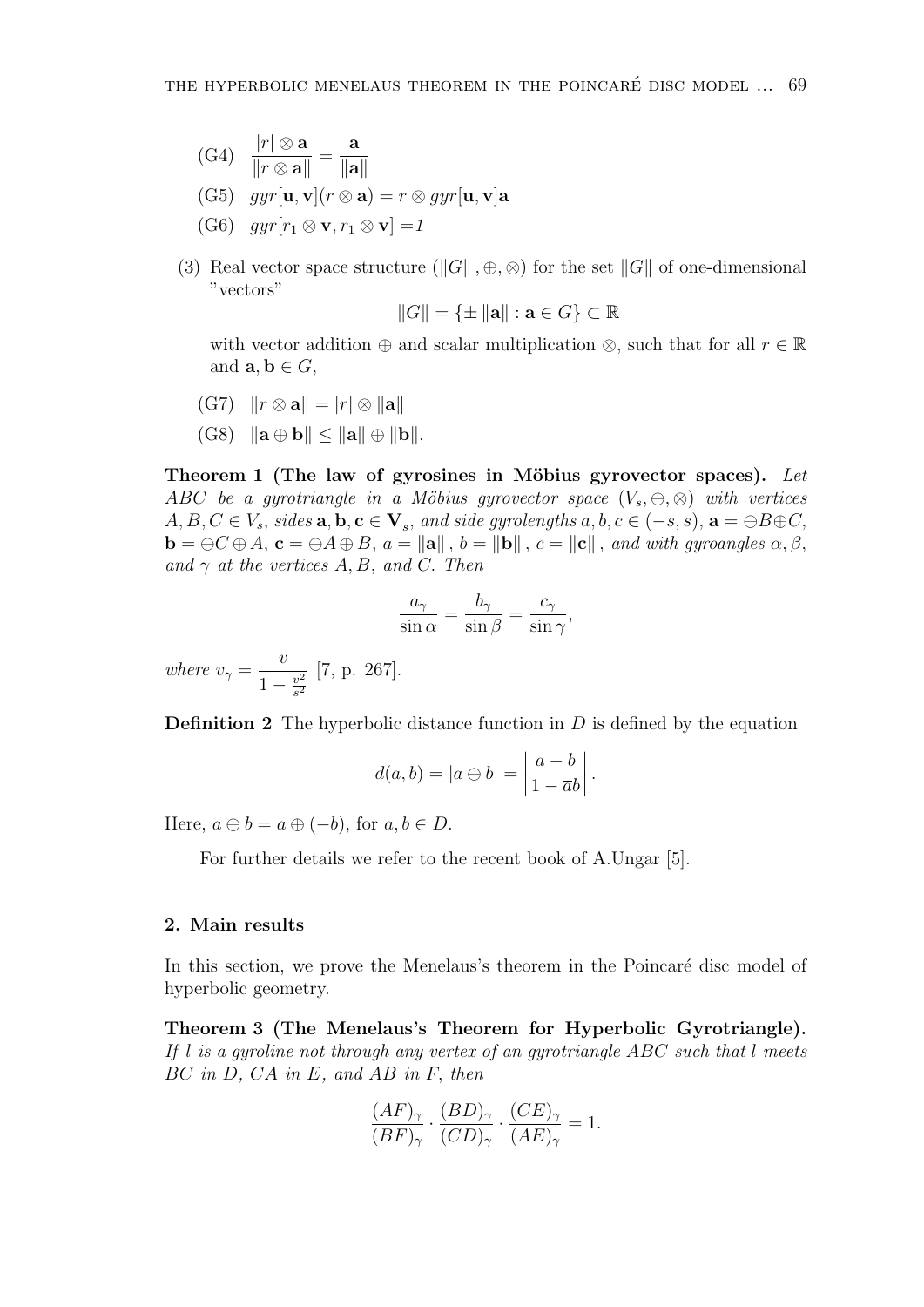(G4) $\dfrac{|r| \otimes \mathbf{a}}{\|r \otimes \mathbf{a}\|} = \dfrac{\mathbf{a}}{\|\mathbf{a}\|}$

(G5) $gyr[\mathbf{u}, \mathbf{v}](r \otimes \mathbf{a}) = r \otimes gyr[\mathbf{u}, \mathbf{v}]\mathbf{a}$

(G6) $gyr[r_1 \otimes \mathbf{v}, r_1 \otimes \mathbf{v}] = 1$

(3) Real vector space structure $(\|G\|, \oplus, \otimes)$ for the set $\|G\|$ of one-dimensional "vectors"

$$\|G\| = \{\pm \|\mathbf{a}\| : \mathbf{a} \in G\} \subset \mathbb{R}$$

with vector addition $\oplus$ and scalar multiplication $\otimes$, such that for all $r \in \mathbb{R}$ and $\mathbf{a}, \mathbf{b} \in G$,

(G7) $\|r \otimes \mathbf{a}\| = |r| \otimes \|\mathbf{a}\|$

(G8) $\|\mathbf{a} \oplus \mathbf{b}\| \leq \|\mathbf{a}\| \oplus \|\mathbf{b}\|$.

**Theorem 1 (The law of gyrosines in Möbius gyrovector spaces).** *Let $ABC$ be a gyrotriangle in a Möbius gyrovector space $(V_s, \oplus, \otimes)$ with vertices $A, B, C \in V_s$, sides $\mathbf{a}, \mathbf{b}, \mathbf{c} \in \mathbf{V}_s$, and side gyrolengths $a, b, c \in (-s, s)$, $\mathbf{a} = \ominus B \oplus C$, $\mathbf{b} = \ominus C \oplus A$, $\mathbf{c} = \ominus A \oplus B$, $a = \|\mathbf{a}\|$, $b = \|\mathbf{b}\|$, $c = \|\mathbf{c}\|$, and with gyroangles $\alpha, \beta$, and $\gamma$ at the vertices $A, B$, and $C$. Then*

$$\frac{a_\gamma}{\sin \alpha} = \frac{b_\gamma}{\sin \beta} = \frac{c_\gamma}{\sin \gamma},$$

*where* $v_\gamma = \dfrac{v}{1 - \frac{v^2}{s^2}}$ [7, p. 267].

**Definition 2** The hyperbolic distance function in $D$ is defined by the equation

$$d(a, b) = |a \ominus b| = \left| \frac{a - b}{1 - \overline{a}b} \right|.$$

Here, $a \ominus b = a \oplus (-b)$, for $a, b \in D$.

For further details we refer to the recent book of A.Ungar [5].

## 2. Main results

In this section, we prove the Menelaus's theorem in the Poincaré disc model of hyperbolic geometry.

**Theorem 3 (The Menelaus's Theorem for Hyperbolic Gyrotriangle).** *If $l$ is a gyroline not through any vertex of an gyrotriangle $ABC$ such that $l$ meets $BC$ in $D$, $CA$ in $E$, and $AB$ in $F$, then*

$$\frac{(AF)_\gamma}{(BF)_\gamma} \cdot \frac{(BD)_\gamma}{(CD)_\gamma} \cdot \frac{(CE)_\gamma}{(AE)_\gamma} = 1.$$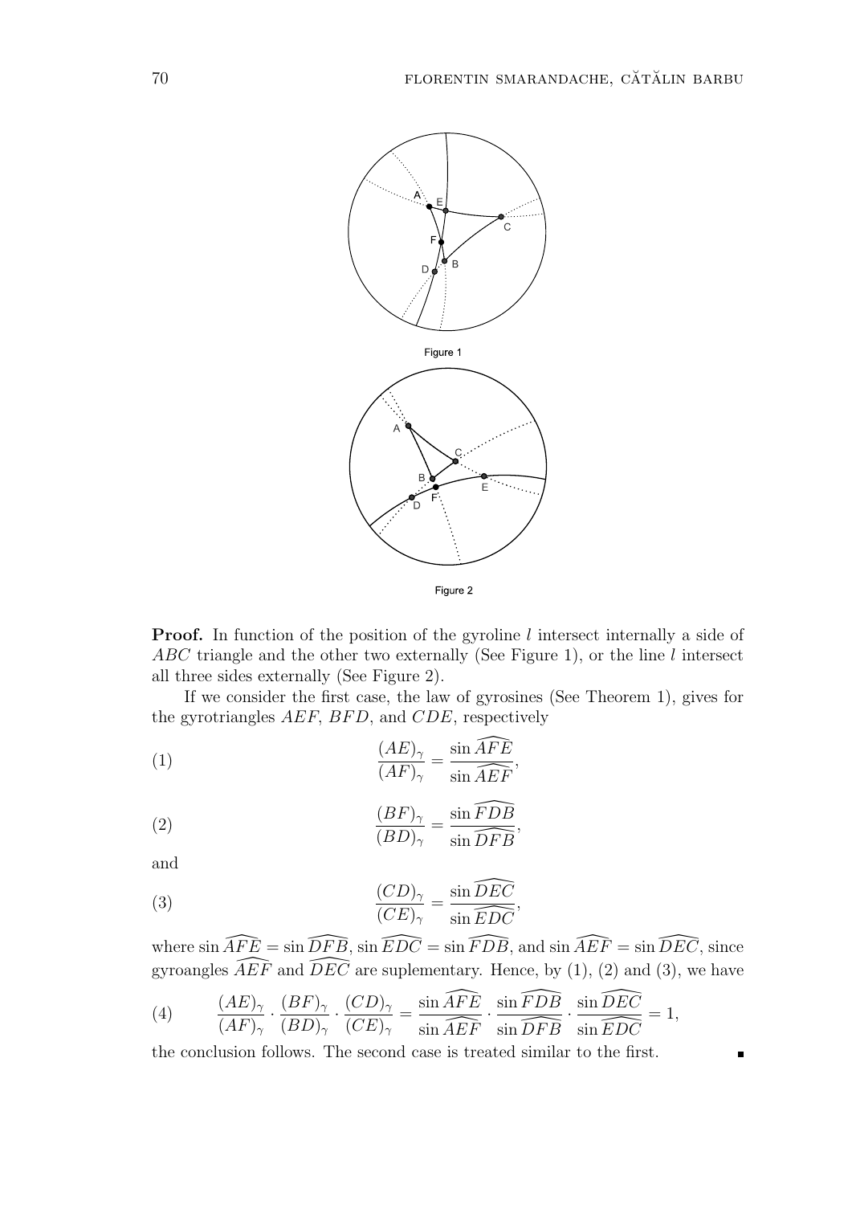Figure 1

Figure 2

**Proof.** In function of the position of the gyroline $l$ intersect internally a side of $ABC$ triangle and the other two externally (See Figure 1), or the line $l$ intersect all three sides externally (See Figure 2).

If we consider the first case, the law of gyrosines (See Theorem 1), gives for the gyrotriangles $AEF$, $BFD$, and $CDE$, respectively

$$\frac{(AE)_\gamma}{(AF)_\gamma} = \frac{\sin \widehat{AFE}}{\sin \widehat{AEF}}, \tag{1}$$

$$\frac{(BF)_\gamma}{(BD)_\gamma} = \frac{\sin \widehat{FDB}}{\sin \widehat{DFB}}, \tag{2}$$

and

$$\frac{(CD)_\gamma}{(CE)_\gamma} = \frac{\sin \widehat{DEC}}{\sin \widehat{EDC}}, \tag{3}$$

where $\sin \widehat{AFE} = \sin \widehat{DFB}$, $\sin \widehat{EDC} = \sin \widehat{FDB}$, and $\sin \widehat{AEF} = \sin \widehat{DEC}$, since gyroangles $\widehat{AEF}$ and $\widehat{DEC}$ are suplementary. Hence, by (1), (2) and (3), we have

$$\frac{(AE)_\gamma}{(AF)_\gamma} \cdot \frac{(BF)_\gamma}{(BD)_\gamma} \cdot \frac{(CD)_\gamma}{(CE)_\gamma} = \frac{\sin \widehat{AFE}}{\sin \widehat{AEF}} \cdot \frac{\sin \widehat{FDB}}{\sin \widehat{DFB}} \cdot \frac{\sin \widehat{DEC}}{\sin \widehat{EDC}} = 1, \tag{4}$$

the conclusion follows. The second case is treated similar to the first. ∎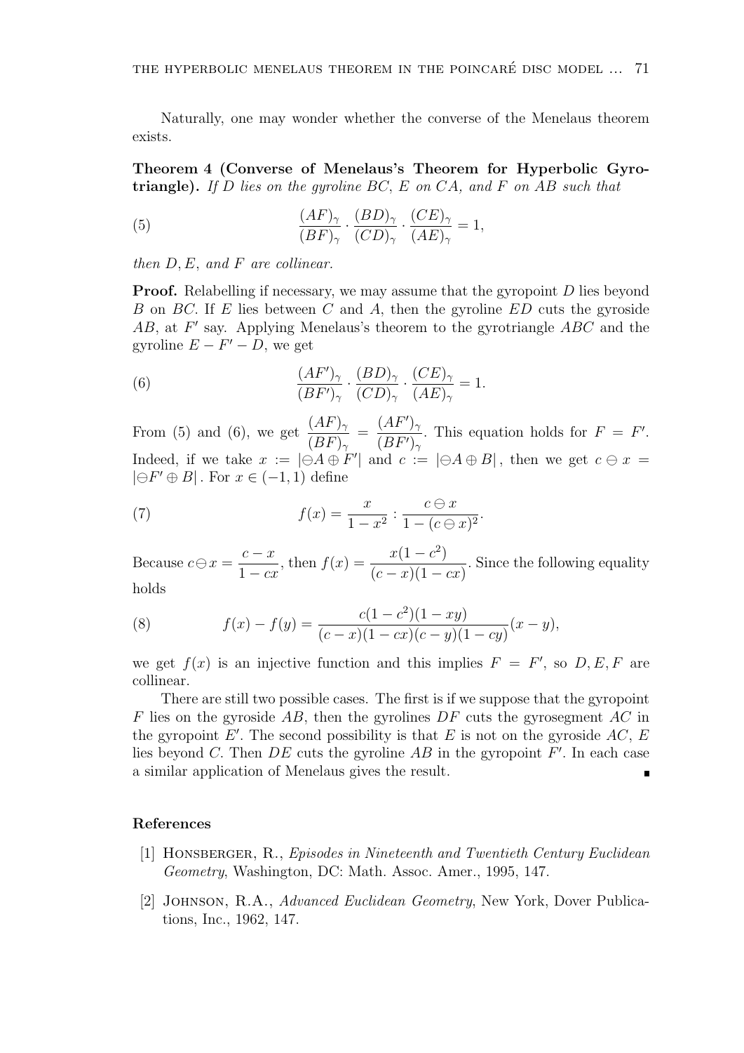Naturally, one may wonder whether the converse of the Menelaus theorem exists.

**Theorem 4 (Converse of Menelaus's Theorem for Hyperbolic Gyrotriangle).** *If $D$ lies on the gyroline $BC$, $E$ on $CA$, and $F$ on $AB$ such that*

$$\frac{(AF)_\gamma}{(BF)_\gamma} \cdot \frac{(BD)_\gamma}{(CD)_\gamma} \cdot \frac{(CE)_\gamma}{(AE)_\gamma} = 1, \tag{5}$$

*then $D, E$, and $F$ are collinear.*

**Proof.** Relabelling if necessary, we may assume that the gyropoint $D$ lies beyond $B$ on $BC$. If $E$ lies between $C$ and $A$, then the gyroline $ED$ cuts the gyroside $AB$, at $F'$ say. Applying Menelaus's theorem to the gyrotriangle $ABC$ and the gyroline $E - F' - D$, we get

$$\frac{(AF')_\gamma}{(BF')_\gamma} \cdot \frac{(BD)_\gamma}{(CD)_\gamma} \cdot \frac{(CE)_\gamma}{(AE)_\gamma} = 1. \tag{6}$$

From (5) and (6), we get $\dfrac{(AF)_\gamma}{(BF)_\gamma} = \dfrac{(AF')_\gamma}{(BF')_\gamma}$. This equation holds for $F = F'$. Indeed, if we take $x := |\ominus A \oplus F'|$ and $c := |\ominus A \oplus B|$, then we get $c \ominus x = |\ominus F' \oplus B|$. For $x \in (-1, 1)$ define

$$f(x) = \frac{x}{1 - x^2} : \frac{c \ominus x}{1 - (c \ominus x)^2}. \tag{7}$$

Because $c \ominus x = \dfrac{c - x}{1 - cx}$, then $f(x) = \dfrac{x(1 - c^2)}{(c - x)(1 - cx)}$. Since the following equality holds

$$f(x) - f(y) = \frac{c(1 - c^2)(1 - xy)}{(c - x)(1 - cx)(c - y)(1 - cy)}(x - y), \tag{8}$$

we get $f(x)$ is an injective function and this implies $F = F'$, so $D, E, F$ are collinear.

There are still two possible cases. The first is if we suppose that the gyropoint $F$ lies on the gyroside $AB$, then the gyrolines $DF$ cuts the gyrosegment $AC$ in the gyropoint $E'$. The second possibility is that $E$ is not on the gyroside $AC$, $E$ lies beyond $C$. Then $DE$ cuts the gyroline $AB$ in the gyropoint $F'$. In each case a similar application of Menelaus gives the result. ∎

## References

[1] Honsberger, R., *Episodes in Nineteenth and Twentieth Century Euclidean Geometry*, Washington, DC: Math. Assoc. Amer., 1995, 147.

[2] Johnson, R.A., *Advanced Euclidean Geometry*, New York, Dover Publications, Inc., 1962, 147.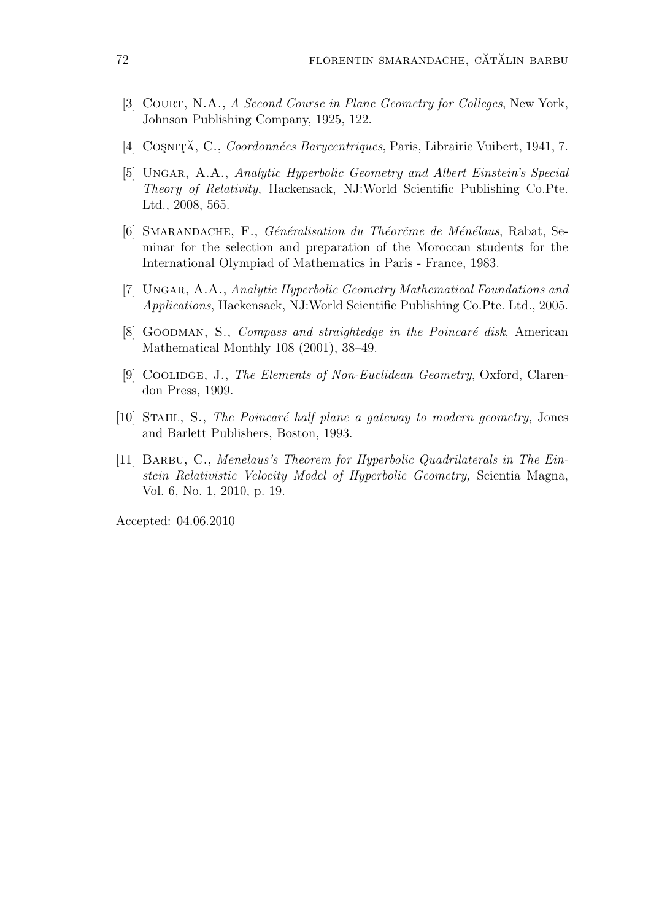[3] Court, N.A., *A Second Course in Plane Geometry for Colleges*, New York, Johnson Publishing Company, 1925, 122.

[4] Coşniţă, C., *Coordonnées Barycentriques*, Paris, Librairie Vuibert, 1941, 7.

[5] Ungar, A.A., *Analytic Hyperbolic Geometry and Albert Einstein's Special Theory of Relativity*, Hackensack, NJ:World Scientific Publishing Co.Pte. Ltd., 2008, 565.

[6] Smarandache, F., *Généralisation du Théorčme de Ménélaus*, Rabat, Seminar for the selection and preparation of the Moroccan students for the International Olympiad of Mathematics in Paris - France, 1983.

[7] Ungar, A.A., *Analytic Hyperbolic Geometry Mathematical Foundations and Applications*, Hackensack, NJ:World Scientific Publishing Co.Pte. Ltd., 2005.

[8] Goodman, S., *Compass and straightedge in the Poincaré disk*, American Mathematical Monthly 108 (2001), 38–49.

[9] Coolidge, J., *The Elements of Non-Euclidean Geometry*, Oxford, Clarendon Press, 1909.

[10] Stahl, S., *The Poincaré half plane a gateway to modern geometry*, Jones and Barlett Publishers, Boston, 1993.

[11] Barbu, C., *Menelaus's Theorem for Hyperbolic Quadrilaterals in The Einstein Relativistic Velocity Model of Hyperbolic Geometry,* Scientia Magna, Vol. 6, No. 1, 2010, p. 19.

Accepted: 04.06.2010